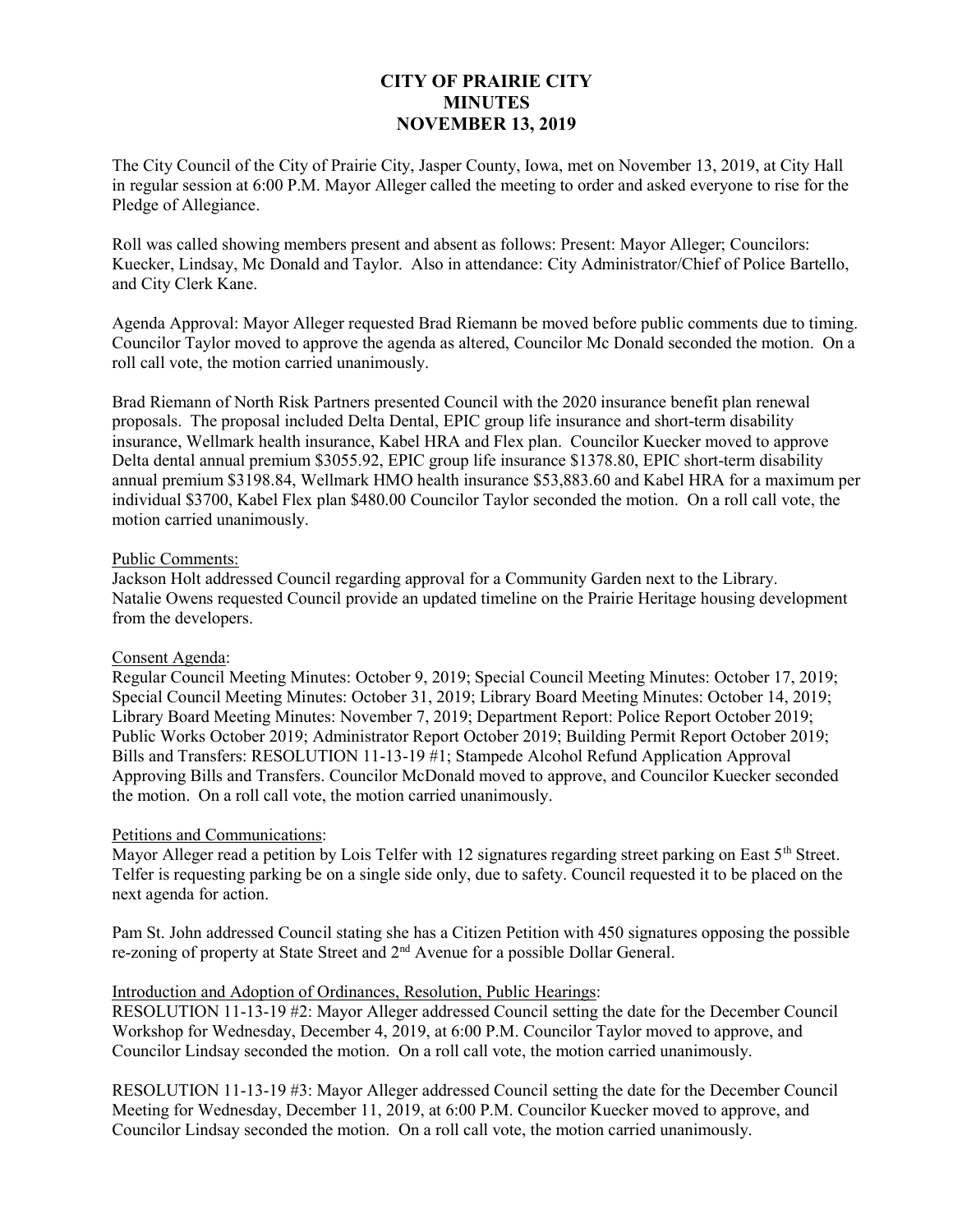# CITY OF PRAIRIE CITY
# MINUTES
# NOVEMBER 13, 2019

The City Council of the City of Prairie City, Jasper County, Iowa, met on November 13, 2019, at City Hall in regular session at 6:00 P.M. Mayor Alleger called the meeting to order and asked everyone to rise for the Pledge of Allegiance.

Roll was called showing members present and absent as follows: Present: Mayor Alleger; Councilors: Kuecker, Lindsay, Mc Donald and Taylor. Also in attendance: City Administrator/Chief of Police Bartello, and City Clerk Kane.

Agenda Approval: Mayor Alleger requested Brad Riemann be moved before public comments due to timing. Councilor Taylor moved to approve the agenda as altered, Councilor Mc Donald seconded the motion. On a roll call vote, the motion carried unanimously.

Brad Riemann of North Risk Partners presented Council with the 2020 insurance benefit plan renewal proposals. The proposal included Delta Dental, EPIC group life insurance and short-term disability insurance, Wellmark health insurance, Kabel HRA and Flex plan. Councilor Kuecker moved to approve Delta dental annual premium $3055.92, EPIC group life insurance $1378.80, EPIC short-term disability annual premium $3198.84, Wellmark HMO health insurance $53,883.60 and Kabel HRA for a maximum per individual $3700, Kabel Flex plan $480.00 Councilor Taylor seconded the motion. On a roll call vote, the motion carried unanimously.

Public Comments:
Jackson Holt addressed Council regarding approval for a Community Garden next to the Library.
Natalie Owens requested Council provide an updated timeline on the Prairie Heritage housing development from the developers.

Consent Agenda:
Regular Council Meeting Minutes: October 9, 2019; Special Council Meeting Minutes: October 17, 2019; Special Council Meeting Minutes: October 31, 2019; Library Board Meeting Minutes: October 14, 2019; Library Board Meeting Minutes: November 7, 2019; Department Report: Police Report October 2019; Public Works October 2019; Administrator Report October 2019; Building Permit Report October 2019; Bills and Transfers: RESOLUTION 11-13-19 #1; Stampede Alcohol Refund Application Approval Approving Bills and Transfers. Councilor McDonald moved to approve, and Councilor Kuecker seconded the motion. On a roll call vote, the motion carried unanimously.

Petitions and Communications:
Mayor Alleger read a petition by Lois Telfer with 12 signatures regarding street parking on East 5th Street. Telfer is requesting parking be on a single side only, due to safety. Council requested it to be placed on the next agenda for action.

Pam St. John addressed Council stating she has a Citizen Petition with 450 signatures opposing the possible re-zoning of property at State Street and 2nd Avenue for a possible Dollar General.

Introduction and Adoption of Ordinances, Resolution, Public Hearings:
RESOLUTION 11-13-19 #2: Mayor Alleger addressed Council setting the date for the December Council Workshop for Wednesday, December 4, 2019, at 6:00 P.M. Councilor Taylor moved to approve, and Councilor Lindsay seconded the motion. On a roll call vote, the motion carried unanimously.

RESOLUTION 11-13-19 #3: Mayor Alleger addressed Council setting the date for the December Council Meeting for Wednesday, December 11, 2019, at 6:00 P.M. Councilor Kuecker moved to approve, and Councilor Lindsay seconded the motion. On a roll call vote, the motion carried unanimously.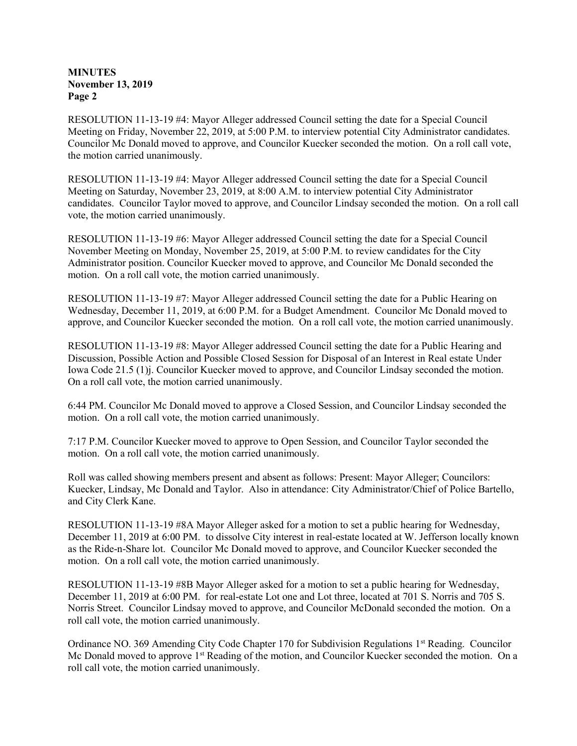**MINUTES**
**November 13, 2019**
**Page 2**

RESOLUTION 11-13-19 #4: Mayor Alleger addressed Council setting the date for a Special Council Meeting on Friday, November 22, 2019, at 5:00 P.M. to interview potential City Administrator candidates. Councilor Mc Donald moved to approve, and Councilor Kuecker seconded the motion. On a roll call vote, the motion carried unanimously.

RESOLUTION 11-13-19 #4: Mayor Alleger addressed Council setting the date for a Special Council Meeting on Saturday, November 23, 2019, at 8:00 A.M. to interview potential City Administrator candidates. Councilor Taylor moved to approve, and Councilor Lindsay seconded the motion. On a roll call vote, the motion carried unanimously.

RESOLUTION 11-13-19 #6: Mayor Alleger addressed Council setting the date for a Special Council November Meeting on Monday, November 25, 2019, at 5:00 P.M. to review candidates for the City Administrator position. Councilor Kuecker moved to approve, and Councilor Mc Donald seconded the motion. On a roll call vote, the motion carried unanimously.

RESOLUTION 11-13-19 #7: Mayor Alleger addressed Council setting the date for a Public Hearing on Wednesday, December 11, 2019, at 6:00 P.M. for a Budget Amendment. Councilor Mc Donald moved to approve, and Councilor Kuecker seconded the motion. On a roll call vote, the motion carried unanimously.

RESOLUTION 11-13-19 #8: Mayor Alleger addressed Council setting the date for a Public Hearing and Discussion, Possible Action and Possible Closed Session for Disposal of an Interest in Real estate Under Iowa Code 21.5 (1)j. Councilor Kuecker moved to approve, and Councilor Lindsay seconded the motion. On a roll call vote, the motion carried unanimously.

6:44 PM. Councilor Mc Donald moved to approve a Closed Session, and Councilor Lindsay seconded the motion. On a roll call vote, the motion carried unanimously.

7:17 P.M. Councilor Kuecker moved to approve to Open Session, and Councilor Taylor seconded the motion. On a roll call vote, the motion carried unanimously.

Roll was called showing members present and absent as follows: Present: Mayor Alleger; Councilors: Kuecker, Lindsay, Mc Donald and Taylor. Also in attendance: City Administrator/Chief of Police Bartello, and City Clerk Kane.

RESOLUTION 11-13-19 #8A Mayor Alleger asked for a motion to set a public hearing for Wednesday, December 11, 2019 at 6:00 PM. to dissolve City interest in real-estate located at W. Jefferson locally known as the Ride-n-Share lot. Councilor Mc Donald moved to approve, and Councilor Kuecker seconded the motion. On a roll call vote, the motion carried unanimously.

RESOLUTION 11-13-19 #8B Mayor Alleger asked for a motion to set a public hearing for Wednesday, December 11, 2019 at 6:00 PM. for real-estate Lot one and Lot three, located at 701 S. Norris and 705 S. Norris Street. Councilor Lindsay moved to approve, and Councilor McDonald seconded the motion. On a roll call vote, the motion carried unanimously.

Ordinance NO. 369 Amending City Code Chapter 170 for Subdivision Regulations 1st Reading. Councilor Mc Donald moved to approve 1st Reading of the motion, and Councilor Kuecker seconded the motion. On a roll call vote, the motion carried unanimously.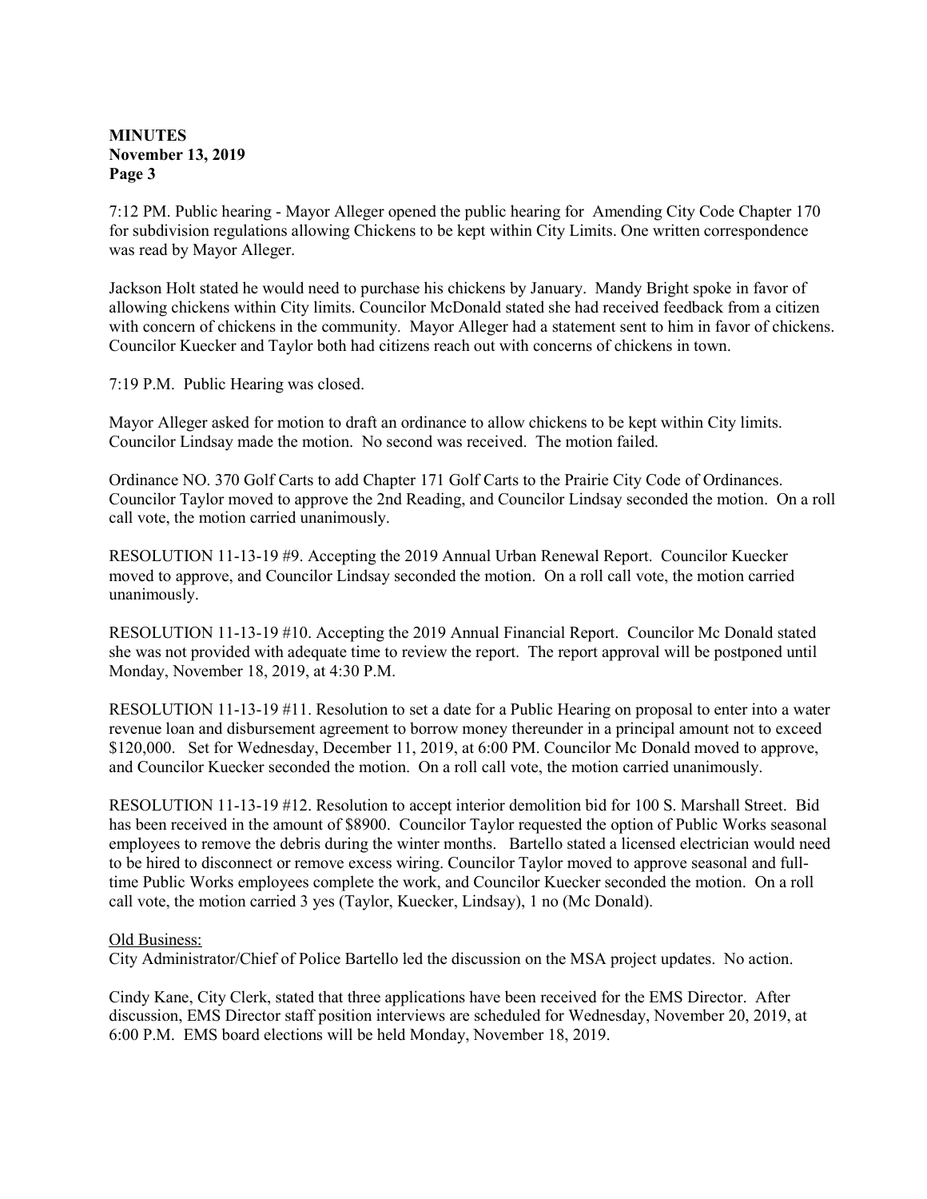7:12 PM. Public hearing - Mayor Alleger opened the public hearing for Amending City Code Chapter 170 for subdivision regulations allowing Chickens to be kept within City Limits. One written correspondence was read by Mayor Alleger.

Jackson Holt stated he would need to purchase his chickens by January. Mandy Bright spoke in favor of allowing chickens within City limits. Councilor McDonald stated she had received feedback from a citizen with concern of chickens in the community. Mayor Alleger had a statement sent to him in favor of chickens. Councilor Kuecker and Taylor both had citizens reach out with concerns of chickens in town.

7:19 P.M. Public Hearing was closed.

Mayor Alleger asked for motion to draft an ordinance to allow chickens to be kept within City limits. Councilor Lindsay made the motion. No second was received. The motion failed.

Ordinance NO. 370 Golf Carts to add Chapter 171 Golf Carts to the Prairie City Code of Ordinances. Councilor Taylor moved to approve the 2nd Reading, and Councilor Lindsay seconded the motion. On a roll call vote, the motion carried unanimously.

RESOLUTION 11-13-19 #9. Accepting the 2019 Annual Urban Renewal Report. Councilor Kuecker moved to approve, and Councilor Lindsay seconded the motion. On a roll call vote, the motion carried unanimously.

RESOLUTION 11-13-19 #10. Accepting the 2019 Annual Financial Report. Councilor Mc Donald stated she was not provided with adequate time to review the report. The report approval will be postponed until Monday, November 18, 2019, at 4:30 P.M.

RESOLUTION 11-13-19 #11. Resolution to set a date for a Public Hearing on proposal to enter into a water revenue loan and disbursement agreement to borrow money thereunder in a principal amount not to exceed $120,000. Set for Wednesday, December 11, 2019, at 6:00 PM. Councilor Mc Donald moved to approve, and Councilor Kuecker seconded the motion. On a roll call vote, the motion carried unanimously.

RESOLUTION 11-13-19 #12. Resolution to accept interior demolition bid for 100 S. Marshall Street. Bid has been received in the amount of $8900. Councilor Taylor requested the option of Public Works seasonal employees to remove the debris during the winter months. Bartello stated a licensed electrician would need to be hired to disconnect or remove excess wiring. Councilor Taylor moved to approve seasonal and full-time Public Works employees complete the work, and Councilor Kuecker seconded the motion. On a roll call vote, the motion carried 3 yes (Taylor, Kuecker, Lindsay), 1 no (Mc Donald).

Old Business:

City Administrator/Chief of Police Bartello led the discussion on the MSA project updates. No action.

Cindy Kane, City Clerk, stated that three applications have been received for the EMS Director. After discussion, EMS Director staff position interviews are scheduled for Wednesday, November 20, 2019, at 6:00 P.M. EMS board elections will be held Monday, November 18, 2019.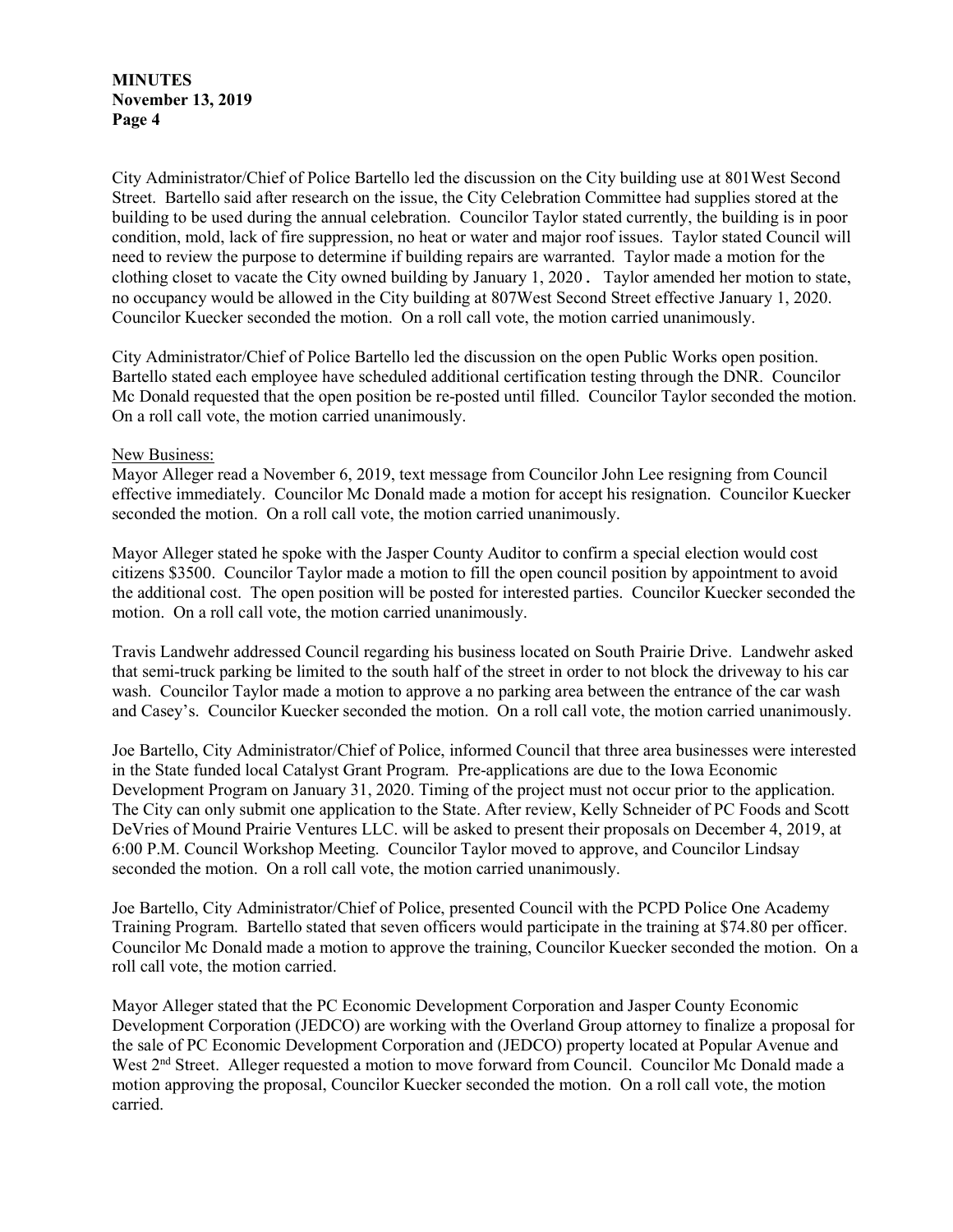City Administrator/Chief of Police Bartello led the discussion on the City building use at 801West Second Street. Bartello said after research on the issue, the City Celebration Committee had supplies stored at the building to be used during the annual celebration. Councilor Taylor stated currently, the building is in poor condition, mold, lack of fire suppression, no heat or water and major roof issues. Taylor stated Council will need to review the purpose to determine if building repairs are warranted. Taylor made a motion for the clothing closet to vacate the City owned building by January 1, 2020. Taylor amended her motion to state, no occupancy would be allowed in the City building at 807West Second Street effective January 1, 2020. Councilor Kuecker seconded the motion. On a roll call vote, the motion carried unanimously.

City Administrator/Chief of Police Bartello led the discussion on the open Public Works open position. Bartello stated each employee have scheduled additional certification testing through the DNR. Councilor Mc Donald requested that the open position be re-posted until filled. Councilor Taylor seconded the motion. On a roll call vote, the motion carried unanimously.

New Business:

Mayor Alleger read a November 6, 2019, text message from Councilor John Lee resigning from Council effective immediately. Councilor Mc Donald made a motion for accept his resignation. Councilor Kuecker seconded the motion. On a roll call vote, the motion carried unanimously.

Mayor Alleger stated he spoke with the Jasper County Auditor to confirm a special election would cost citizens $3500. Councilor Taylor made a motion to fill the open council position by appointment to avoid the additional cost. The open position will be posted for interested parties. Councilor Kuecker seconded the motion. On a roll call vote, the motion carried unanimously.

Travis Landwehr addressed Council regarding his business located on South Prairie Drive. Landwehr asked that semi-truck parking be limited to the south half of the street in order to not block the driveway to his car wash. Councilor Taylor made a motion to approve a no parking area between the entrance of the car wash and Casey's. Councilor Kuecker seconded the motion. On a roll call vote, the motion carried unanimously.

Joe Bartello, City Administrator/Chief of Police, informed Council that three area businesses were interested in the State funded local Catalyst Grant Program. Pre-applications are due to the Iowa Economic Development Program on January 31, 2020. Timing of the project must not occur prior to the application. The City can only submit one application to the State. After review, Kelly Schneider of PC Foods and Scott DeVries of Mound Prairie Ventures LLC. will be asked to present their proposals on December 4, 2019, at 6:00 P.M. Council Workshop Meeting. Councilor Taylor moved to approve, and Councilor Lindsay seconded the motion. On a roll call vote, the motion carried unanimously.

Joe Bartello, City Administrator/Chief of Police, presented Council with the PCPD Police One Academy Training Program. Bartello stated that seven officers would participate in the training at $74.80 per officer. Councilor Mc Donald made a motion to approve the training, Councilor Kuecker seconded the motion. On a roll call vote, the motion carried.

Mayor Alleger stated that the PC Economic Development Corporation and Jasper County Economic Development Corporation (JEDCO) are working with the Overland Group attorney to finalize a proposal for the sale of PC Economic Development Corporation and (JEDCO) property located at Popular Avenue and West 2nd Street. Alleger requested a motion to move forward from Council. Councilor Mc Donald made a motion approving the proposal, Councilor Kuecker seconded the motion. On a roll call vote, the motion carried.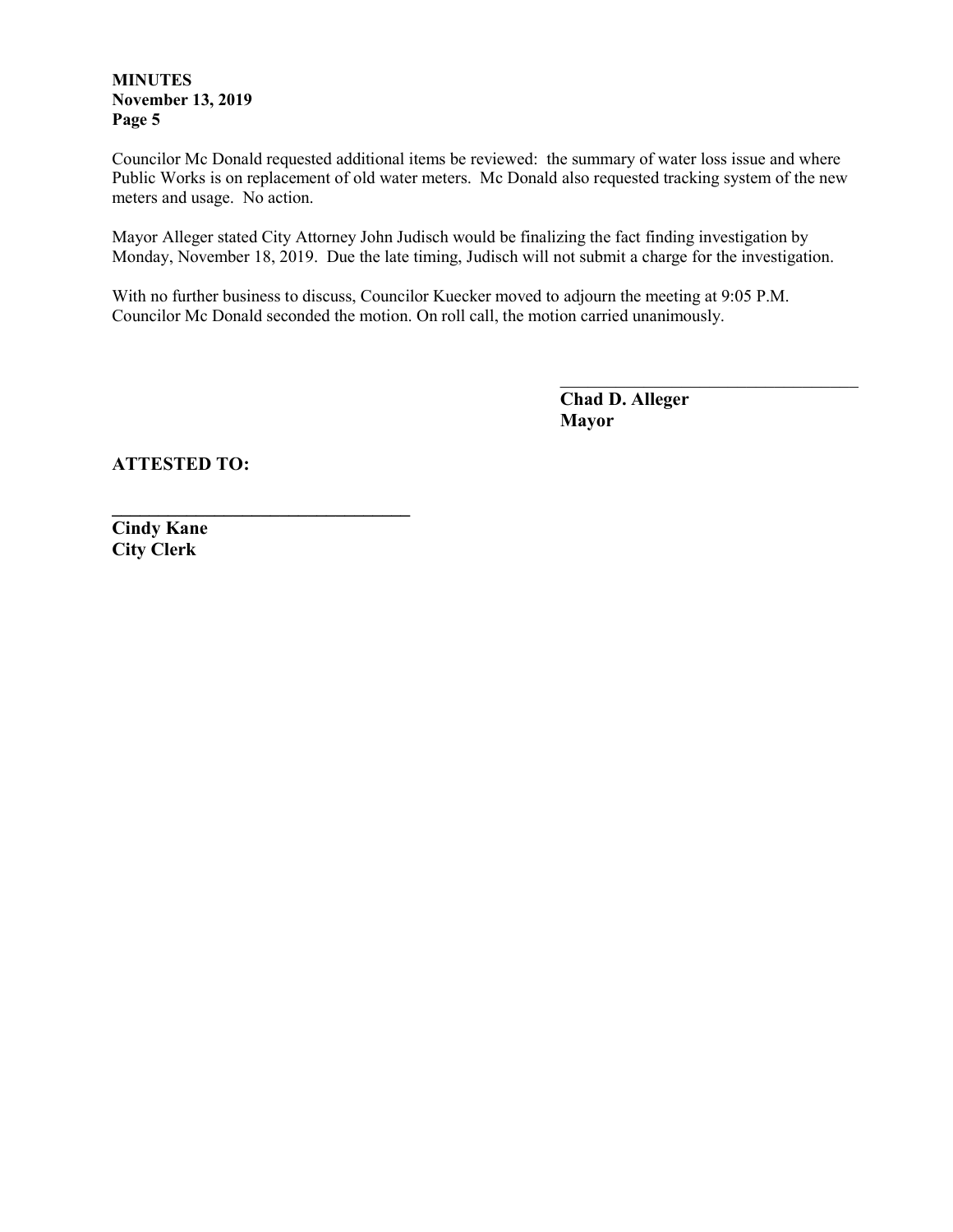Councilor Mc Donald requested additional items be reviewed: the summary of water loss issue and where Public Works is on replacement of old water meters. Mc Donald also requested tracking system of the new meters and usage. No action.

Mayor Alleger stated City Attorney John Judisch would be finalizing the fact finding investigation by Monday, November 18, 2019. Due the late timing, Judisch will not submit a charge for the investigation.

With no further business to discuss, Councilor Kuecker moved to adjourn the meeting at 9:05 P.M. Councilor Mc Donald seconded the motion. On roll call, the motion carried unanimously.

\_\_\_\_\_\_\_\_\_\_\_\_\_\_\_\_\_\_\_\_\_\_\_\_\_\_\_\_\_\_\_\_\_\_

**Chad D. Alleger**
**Mayor**

**ATTESTED TO:**

\_\_\_\_\_\_\_\_\_\_\_\_\_\_\_\_\_\_\_\_\_\_\_\_\_\_\_\_\_\_\_\_\_\_

**Cindy Kane**
**City Clerk**